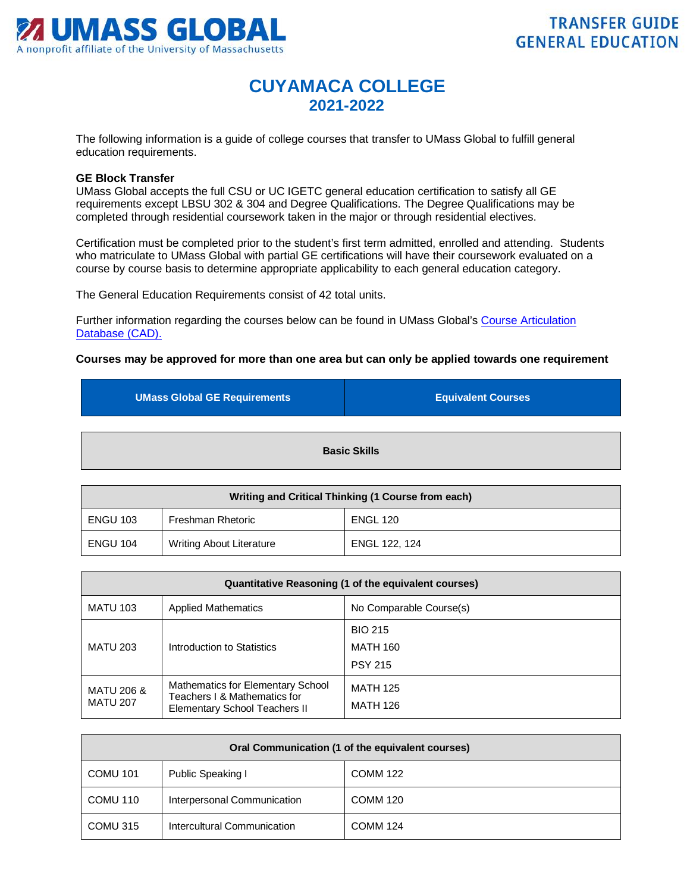UMASS GLOBAL
A nonprofit affiliate of the University of Massachusetts

TRANSFER GUIDE
GENERAL EDUCATION

# CUYAMACA COLLEGE
## 2021-2022

The following information is a guide of college courses that transfer to UMass Global to fulfill general education requirements.

**GE Block Transfer**
UMass Global accepts the full CSU or UC IGETC general education certification to satisfy all GE requirements except LBSU 302 & 304 and Degree Qualifications. The Degree Qualifications may be completed through residential coursework taken in the major or through residential electives.

Certification must be completed prior to the student's first term admitted, enrolled and attending. Students who matriculate to UMass Global with partial GE certifications will have their coursework evaluated on a course by course basis to determine appropriate applicability to each general education category.

The General Education Requirements consist of 42 total units.

Further information regarding the courses below can be found in UMass Global's Course Articulation Database (CAD).

**Courses may be approved for more than one area but can only be applied towards one requirement**

| UMass Global GE Requirements | | Equivalent Courses |
|---|---|---|
| **Basic Skills** | | |
| **Writing and Critical Thinking (1 Course from each)** | | |
| ENGU 103 | Freshman Rhetoric | ENGL 120 |
| ENGU 104 | Writing About Literature | ENGL 122, 124 |
| **Quantitative Reasoning (1 of the equivalent courses)** | | |
| MATU 103 | Applied Mathematics | No Comparable Course(s) |
| MATU 203 | Introduction to Statistics | BIO 215<br>MATH 160<br>PSY 215 |
| MATU 206 & MATU 207 | Mathematics for Elementary School Teachers I & Mathematics for Elementary School Teachers II | MATH 125<br>MATH 126 |
| **Oral Communication (1 of the equivalent courses)** | | |
| COMU 101 | Public Speaking I | COMM 122 |
| COMU 110 | Interpersonal Communication | COMM 120 |
| COMU 315 | Intercultural Communication | COMM 124 |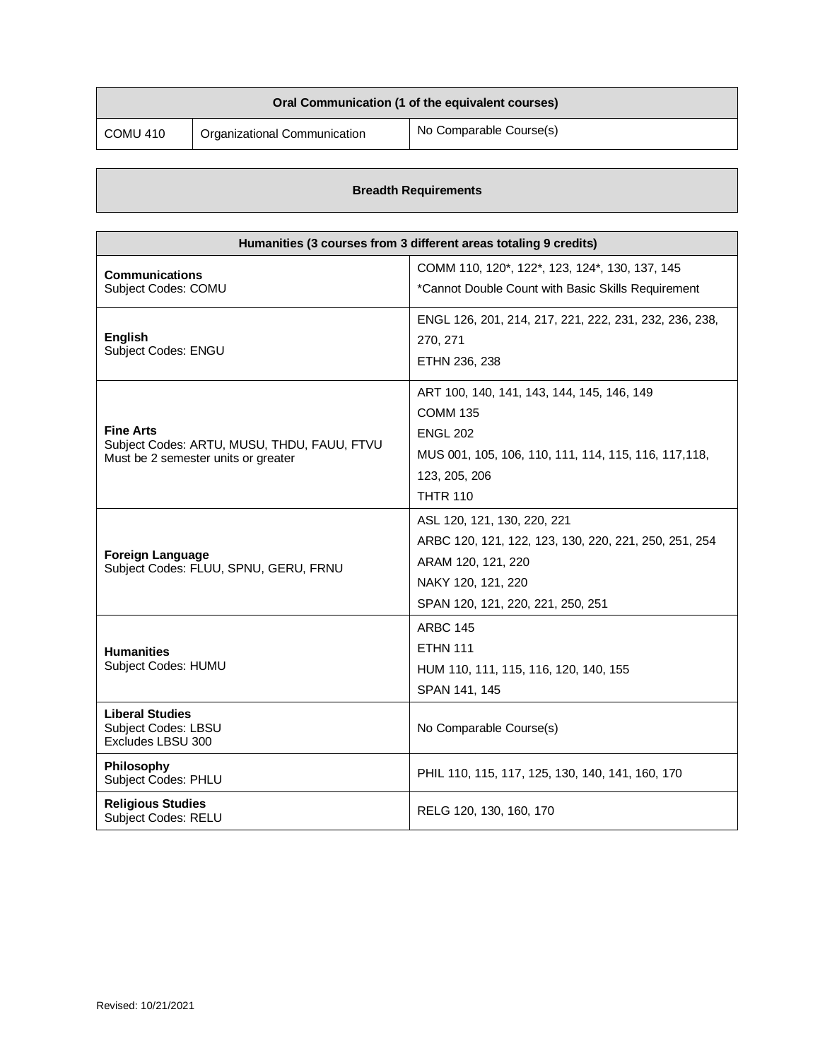| Oral Communication (1 of the equivalent courses) | | |
|---|---|---|
| COMU 410 | Organizational Communication | No Comparable Course(s) |

## Breadth Requirements

| Humanities (3 courses from 3 different areas totaling 9 credits) | |
|---|---|
| **Communications**<br>Subject Codes: COMU | COMM 110, 120*, 122*, 123, 124*, 130, 137, 145<br>*Cannot Double Count with Basic Skills Requirement |
| **English**<br>Subject Codes: ENGU | ENGL 126, 201, 214, 217, 221, 222, 231, 232, 236, 238, 270, 271<br>ETHN 236, 238 |
| **Fine Arts**<br>Subject Codes: ARTU, MUSU, THDU, FAUU, FTVU<br>Must be 2 semester units or greater | ART 100, 140, 141, 143, 144, 145, 146, 149<br>COMM 135<br>ENGL 202<br>MUS 001, 105, 106, 110, 111, 114, 115, 116, 117,118, 123, 205, 206<br>THTR 110 |
| **Foreign Language**<br>Subject Codes: FLUU, SPNU, GERU, FRNU | ASL 120, 121, 130, 220, 221<br>ARBC 120, 121, 122, 123, 130, 220, 221, 250, 251, 254<br>ARAM 120, 121, 220<br>NAKY 120, 121, 220<br>SPAN 120, 121, 220, 221, 250, 251 |
| **Humanities**<br>Subject Codes: HUMU | ARBC 145<br>ETHN 111<br>HUM 110, 111, 115, 116, 120, 140, 155<br>SPAN 141, 145 |
| **Liberal Studies**<br>Subject Codes: LBSU<br>Excludes LBSU 300 | No Comparable Course(s) |
| **Philosophy**<br>Subject Codes: PHLU | PHIL 110, 115, 117, 125, 130, 140, 141, 160, 170 |
| **Religious Studies**<br>Subject Codes: RELU | RELG 120, 130, 160, 170 |

Revised: 10/21/2021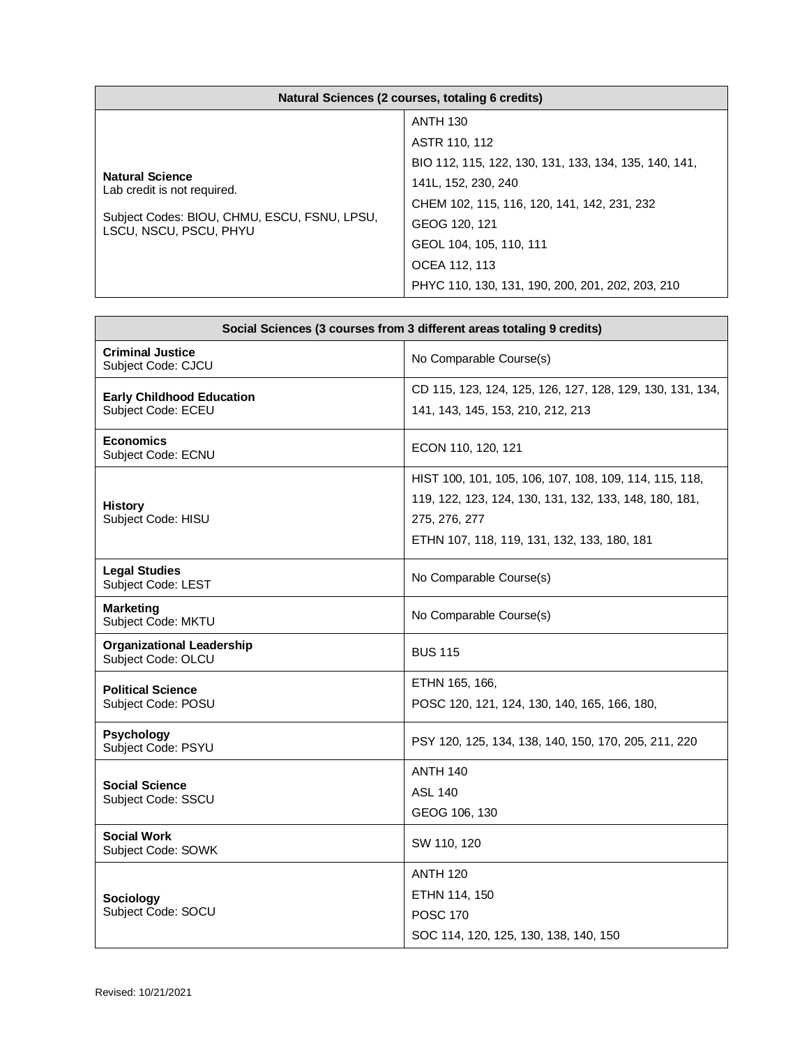| Natural Sciences (2 courses, totaling 6 credits) | |
|---|---|
| **Natural Science**<br>Lab credit is not required.<br><br>Subject Codes: BIOU, CHMU, ESCU, FSNU, LPSU, LSCU, NSCU, PSCU, PHYU | ANTH 130<br>ASTR 110, 112<br>BIO 112, 115, 122, 130, 131, 133, 134, 135, 140, 141, 141L, 152, 230, 240<br>CHEM 102, 115, 116, 120, 141, 142, 231, 232<br>GEOG 120, 121<br>GEOL 104, 105, 110, 111<br>OCEA 112, 113<br>PHYC 110, 130, 131, 190, 200, 201, 202, 203, 210 |

| Social Sciences (3 courses from 3 different areas totaling 9 credits) | |
|---|---|
| **Criminal Justice**<br>Subject Code: CJCU | No Comparable Course(s) |
| **Early Childhood Education**<br>Subject Code: ECEU | CD 115, 123, 124, 125, 126, 127, 128, 129, 130, 131, 134, 141, 143, 145, 153, 210, 212, 213 |
| **Economics**<br>Subject Code: ECNU | ECON 110, 120, 121 |
| **History**<br>Subject Code: HISU | HIST 100, 101, 105, 106, 107, 108, 109, 114, 115, 118, 119, 122, 123, 124, 130, 131, 132, 133, 148, 180, 181, 275, 276, 277<br>ETHN 107, 118, 119, 131, 132, 133, 180, 181 |
| **Legal Studies**<br>Subject Code: LEST | No Comparable Course(s) |
| **Marketing**<br>Subject Code: MKTU | No Comparable Course(s) |
| **Organizational Leadership**<br>Subject Code: OLCU | BUS 115 |
| **Political Science**<br>Subject Code: POSU | ETHN 165, 166,<br>POSC 120, 121, 124, 130, 140, 165, 166, 180, |
| **Psychology**<br>Subject Code: PSYU | PSY 120, 125, 134, 138, 140, 150, 170, 205, 211, 220 |
| **Social Science**<br>Subject Code: SSCU | ANTH 140<br>ASL 140<br>GEOG 106, 130 |
| **Social Work**<br>Subject Code: SOWK | SW 110, 120 |
| **Sociology**<br>Subject Code: SOCU | ANTH 120<br>ETHN 114, 150<br>POSC 170<br>SOC 114, 120, 125, 130, 138, 140, 150 |

Revised: 10/21/2021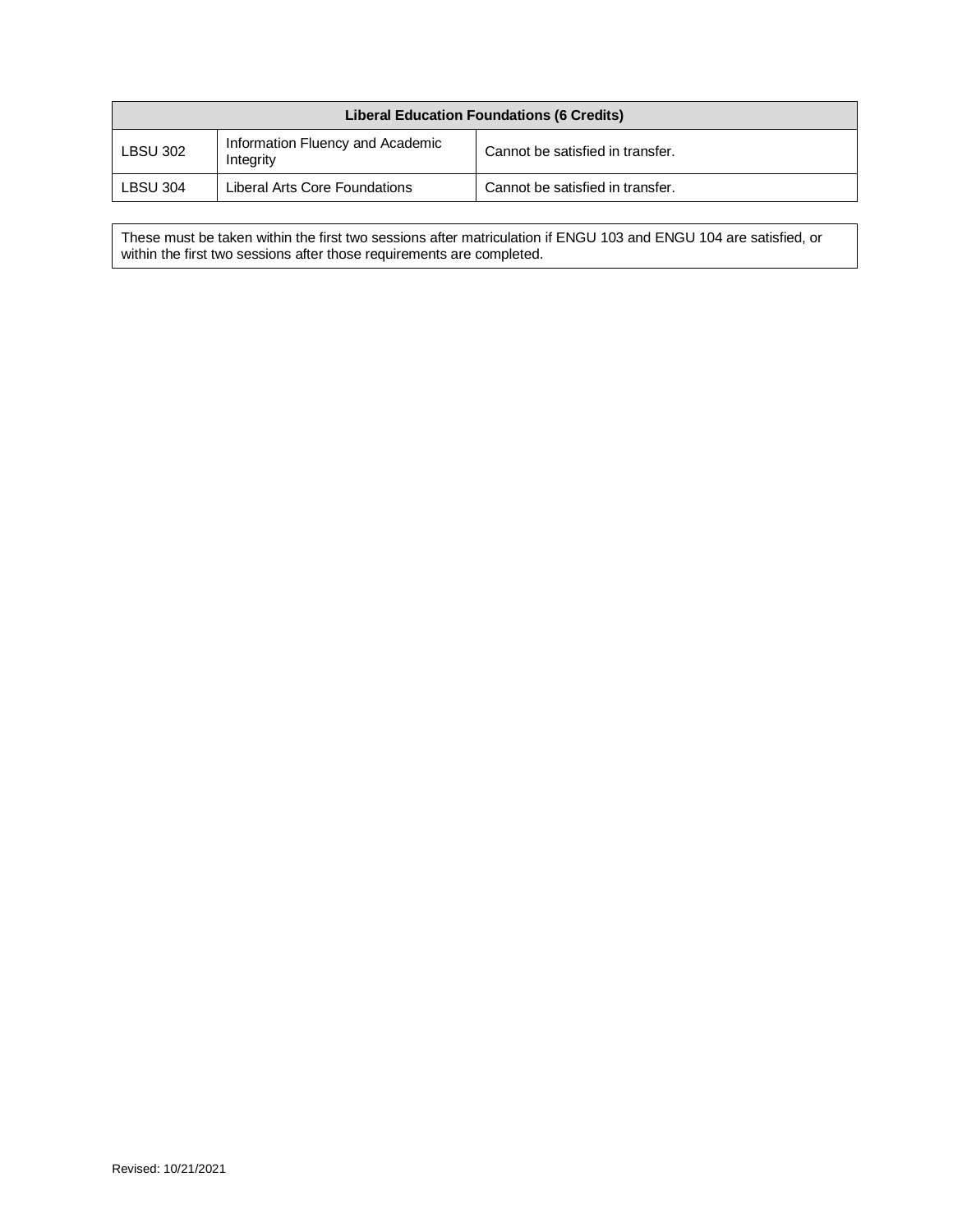| Liberal Education Foundations (6 Credits) | | |
|---|---|---|
| LBSU 302 | Information Fluency and Academic Integrity | Cannot be satisfied in transfer. |
| LBSU 304 | Liberal Arts Core Foundations | Cannot be satisfied in transfer. |

These must be taken within the first two sessions after matriculation if ENGU 103 and ENGU 104 are satisfied, or within the first two sessions after those requirements are completed.

Revised: 10/21/2021